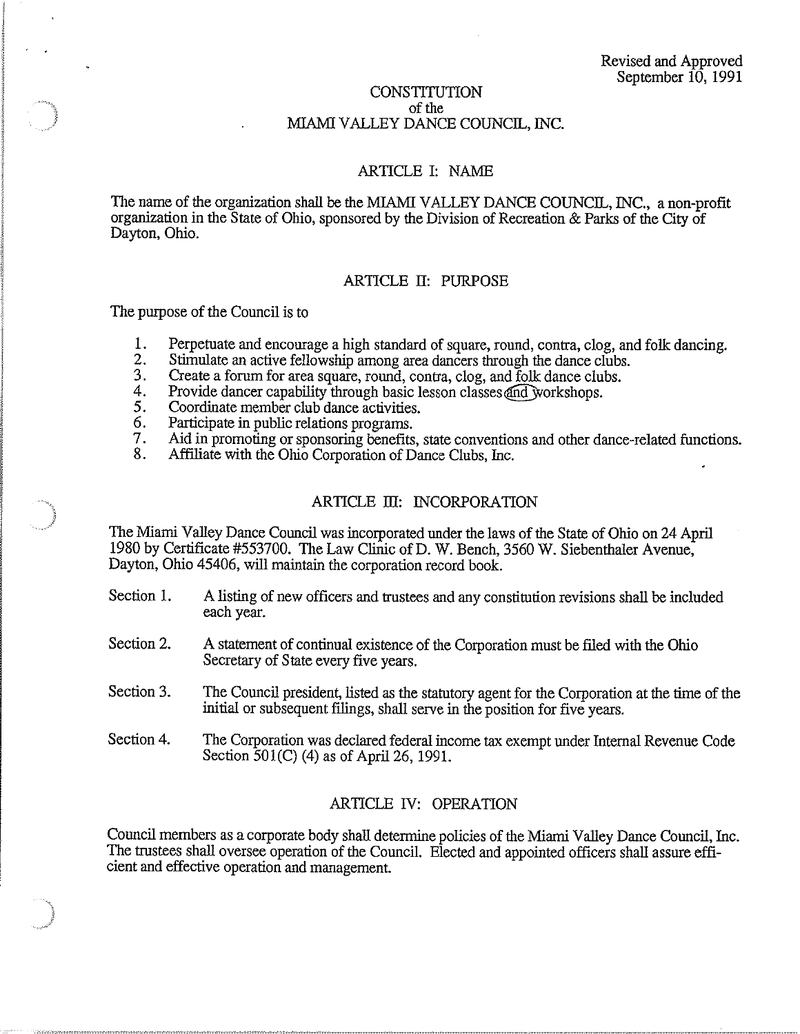Revised and Approved
September 10, 1991

# CONSTITUTION
## of the
## MIAMI VALLEY DANCE COUNCIL, INC.

### ARTICLE I: NAME

The name of the organization shall be the MIAMI VALLEY DANCE COUNCIL, INC., a non-profit organization in the State of Ohio, sponsored by the Division of Recreation & Parks of the City of Dayton, Ohio.

### ARTICLE II: PURPOSE

The purpose of the Council is to

1. Perpetuate and encourage a high standard of square, round, contra, clog, and folk dancing.
2. Stimulate an active fellowship among area dancers through the dance clubs.
3. Create a forum for area square, round, contra, clog, and folk dance clubs.
4. Provide dancer capability through basic lesson classes and workshops.
5. Coordinate member club dance activities.
6. Participate in public relations programs.
7. Aid in promoting or sponsoring benefits, state conventions and other dance-related functions.
8. Affiliate with the Ohio Corporation of Dance Clubs, Inc.

### ARTICLE III: INCORPORATION

The Miami Valley Dance Council was incorporated under the laws of the State of Ohio on 24 April 1980 by Certificate #553700. The Law Clinic of D. W. Bench, 3560 W. Siebenthaler Avenue, Dayton, Ohio 45406, will maintain the corporation record book.

Section 1. A listing of new officers and trustees and any constitution revisions shall be included each year.

Section 2. A statement of continual existence of the Corporation must be filed with the Ohio Secretary of State every five years.

Section 3. The Council president, listed as the statutory agent for the Corporation at the time of the initial or subsequent filings, shall serve in the position for five years.

Section 4. The Corporation was declared federal income tax exempt under Internal Revenue Code Section 501(C) (4) as of April 26, 1991.

### ARTICLE IV: OPERATION

Council members as a corporate body shall determine policies of the Miami Valley Dance Council, Inc. The trustees shall oversee operation of the Council. Elected and appointed officers shall assure efficient and effective operation and management.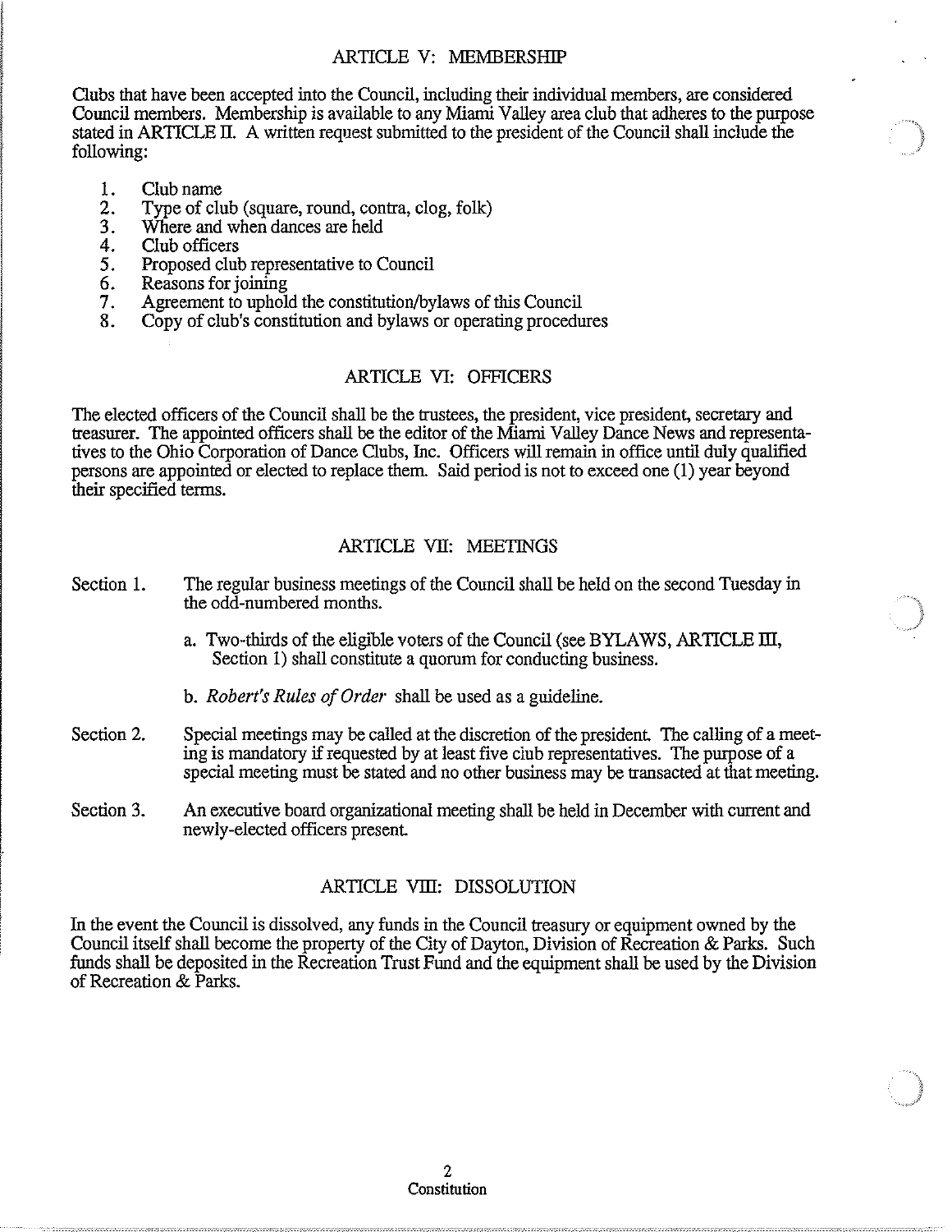## ARTICLE V: MEMBERSHIP

Clubs that have been accepted into the Council, including their individual members, are considered Council members. Membership is available to any Miami Valley area club that adheres to the purpose stated in ARTICLE II. A written request submitted to the president of the Council shall include the following:

1. Club name
2. Type of club (square, round, contra, clog, folk)
3. Where and when dances are held
4. Club officers
5. Proposed club representative to Council
6. Reasons for joining
7. Agreement to uphold the constitution/bylaws of this Council
8. Copy of club's constitution and bylaws or operating procedures

## ARTICLE VI: OFFICERS

The elected officers of the Council shall be the trustees, the president, vice president, secretary and treasurer. The appointed officers shall be the editor of the Miami Valley Dance News and representatives to the Ohio Corporation of Dance Clubs, Inc. Officers will remain in office until duly qualified persons are appointed or elected to replace them. Said period is not to exceed one (1) year beyond their specified terms.

## ARTICLE VII: MEETINGS

Section 1. The regular business meetings of the Council shall be held on the second Tuesday in the odd-numbered months.

a. Two-thirds of the eligible voters of the Council (see BYLAWS, ARTICLE III, Section 1) shall constitute a quorum for conducting business.

b. *Robert's Rules of Order* shall be used as a guideline.

Section 2. Special meetings may be called at the discretion of the president. The calling of a meeting is mandatory if requested by at least five club representatives. The purpose of a special meeting must be stated and no other business may be transacted at that meeting.

Section 3. An executive board organizational meeting shall be held in December with current and newly-elected officers present.

## ARTICLE VIII: DISSOLUTION

In the event the Council is dissolved, any funds in the Council treasury or equipment owned by the Council itself shall become the property of the City of Dayton, Division of Recreation & Parks. Such funds shall be deposited in the Recreation Trust Fund and the equipment shall be used by the Division of Recreation & Parks.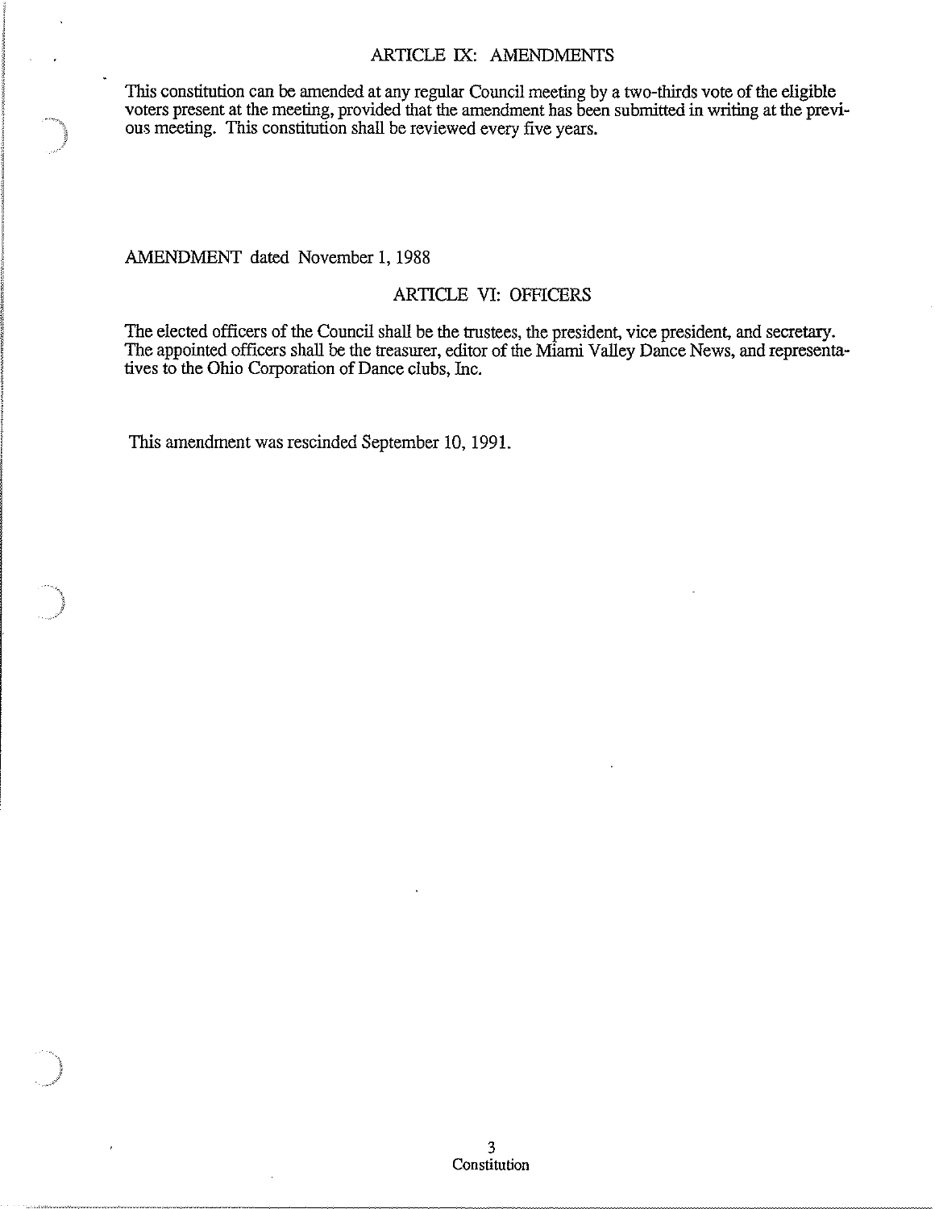## ARTICLE IX: AMENDMENTS

This constitution can be amended at any regular Council meeting by a two-thirds vote of the eligible voters present at the meeting, provided that the amendment has been submitted in writing at the previous meeting. This constitution shall be reviewed every five years.

AMENDMENT dated November 1, 1988

## ARTICLE VI: OFFICERS

The elected officers of the Council shall be the trustees, the president, vice president, and secretary. The appointed officers shall be the treasurer, editor of the Miami Valley Dance News, and representatives to the Ohio Corporation of Dance clubs, Inc.

This amendment was rescinded September 10, 1991.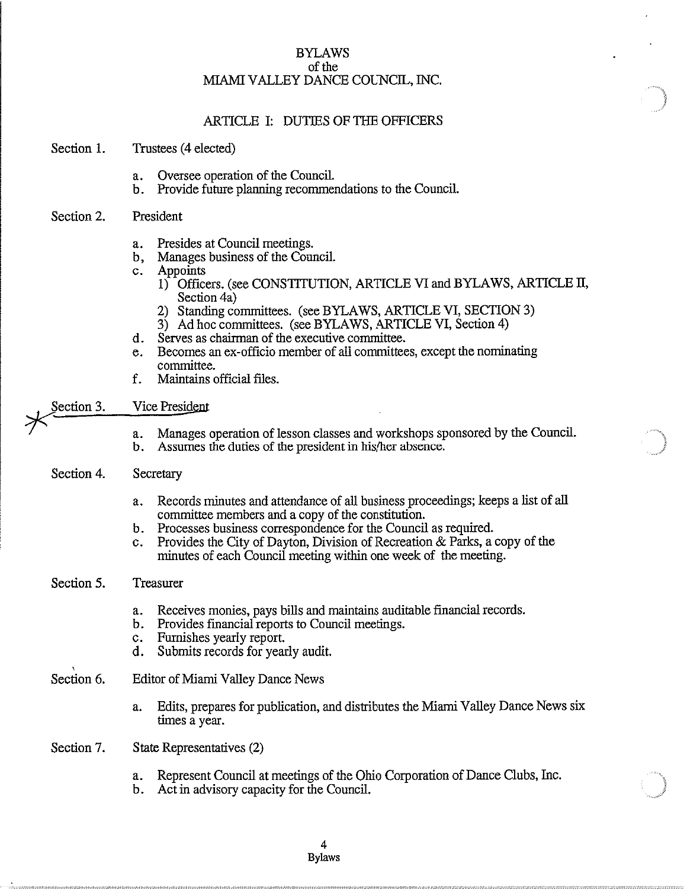# BYLAWS
## of the
## MIAMI VALLEY DANCE COUNCIL, INC.

### ARTICLE I: DUTIES OF THE OFFICERS

**Section 1. Trustees (4 elected)**

a. Oversee operation of the Council.
b. Provide future planning recommendations to the Council.

**Section 2. President**

a. Presides at Council meetings.
b, Manages business of the Council.
c. Appoints
   1) Officers. (see CONSTITUTION, ARTICLE VI and BYLAWS, ARTICLE II, Section 4a)
   2) Standing committees. (see BYLAWS, ARTICLE VI, SECTION 3)
   3) Ad hoc committees. (see BYLAWS, ARTICLE VI, Section 4)
d. Serves as chairman of the executive committee.
e. Becomes an ex-officio member of all committees, except the nominating committee.
f. Maintains official files.

**Section 3. Vice President**

a. Manages operation of lesson classes and workshops sponsored by the Council.
b. Assumes the duties of the president in his/her absence.

**Section 4. Secretary**

a. Records minutes and attendance of all business proceedings; keeps a list of all committee members and a copy of the constitution.
b. Processes business correspondence for the Council as required.
c. Provides the City of Dayton, Division of Recreation & Parks, a copy of the minutes of each Council meeting within one week of the meeting.

**Section 5. Treasurer**

a. Receives monies, pays bills and maintains auditable financial records.
b. Provides financial reports to Council meetings.
c. Furnishes yearly report.
d. Submits records for yearly audit.

**Section 6. Editor of Miami Valley Dance News**

a. Edits, prepares for publication, and distributes the Miami Valley Dance News six times a year.

**Section 7. State Representatives (2)**

a. Represent Council at meetings of the Ohio Corporation of Dance Clubs, Inc.
b. Act in advisory capacity for the Council.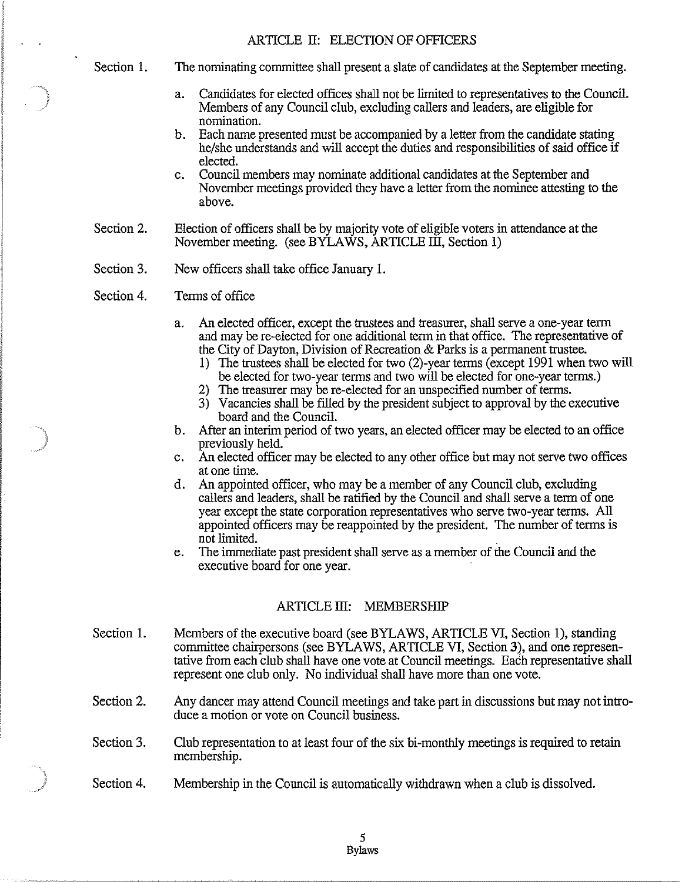## ARTICLE II: ELECTION OF OFFICERS

Section 1. The nominating committee shall present a slate of candidates at the September meeting.

a. Candidates for elected offices shall not be limited to representatives to the Council. Members of any Council club, excluding callers and leaders, are eligible for nomination.
b. Each name presented must be accompanied by a letter from the candidate stating he/she understands and will accept the duties and responsibilities of said office if elected.
c. Council members may nominate additional candidates at the September and November meetings provided they have a letter from the nominee attesting to the above.

Section 2. Election of officers shall be by majority vote of eligible voters in attendance at the November meeting. (see BYLAWS, ARTICLE III, Section 1)

Section 3. New officers shall take office January 1.

Section 4. Terms of office

a. An elected officer, except the trustees and treasurer, shall serve a one-year term and may be re-elected for one additional term in that office. The representative of the City of Dayton, Division of Recreation & Parks is a permanent trustee.
   1) The trustees shall be elected for two (2)-year terms (except 1991 when two will be elected for two-year terms and two will be elected for one-year terms.)
   2) The treasurer may be re-elected for an unspecified number of terms.
   3) Vacancies shall be filled by the president subject to approval by the executive board and the Council.
b. After an interim period of two years, an elected officer may be elected to an office previously held.
c. An elected officer may be elected to any other office but may not serve two offices at one time.
d. An appointed officer, who may be a member of any Council club, excluding callers and leaders, shall be ratified by the Council and shall serve a term of one year except the state corporation representatives who serve two-year terms. All appointed officers may be reappointed by the president. The number of terms is not limited.
e. The immediate past president shall serve as a member of the Council and the executive board for one year.

## ARTICLE III: MEMBERSHIP

Section 1. Members of the executive board (see BYLAWS, ARTICLE VI, Section 1), standing committee chairpersons (see BYLAWS, ARTICLE VI, Section 3), and one representative from each club shall have one vote at Council meetings. Each representative shall represent one club only. No individual shall have more than one vote.

Section 2. Any dancer may attend Council meetings and take part in discussions but may not introduce a motion or vote on Council business.

Section 3. Club representation to at least four of the six bi-monthly meetings is required to retain membership.

Section 4. Membership in the Council is automatically withdrawn when a club is dissolved.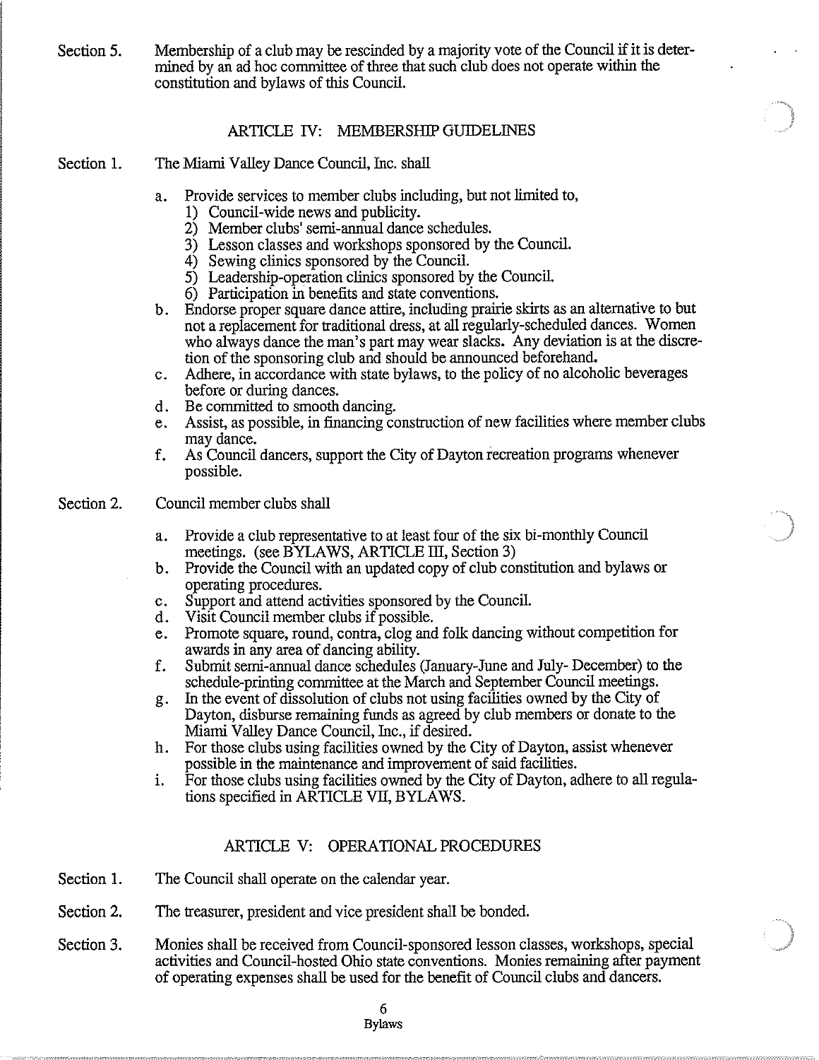Section 5. Membership of a club may be rescinded by a majority vote of the Council if it is determined by an ad hoc committee of three that such club does not operate within the constitution and bylaws of this Council.

## ARTICLE IV: MEMBERSHIP GUIDELINES

Section 1. The Miami Valley Dance Council, Inc. shall

a. Provide services to member clubs including, but not limited to,
   1) Council-wide news and publicity.
   2) Member clubs' semi-annual dance schedules.
   3) Lesson classes and workshops sponsored by the Council.
   4) Sewing clinics sponsored by the Council.
   5) Leadership-operation clinics sponsored by the Council.
   6) Participation in benefits and state conventions.

b. Endorse proper square dance attire, including prairie skirts as an alternative to but not a replacement for traditional dress, at all regularly-scheduled dances. Women who always dance the man's part may wear slacks. Any deviation is at the discretion of the sponsoring club and should be announced beforehand.

c. Adhere, in accordance with state bylaws, to the policy of no alcoholic beverages before or during dances.

d. Be committed to smooth dancing.

e. Assist, as possible, in financing construction of new facilities where member clubs may dance.

f. As Council dancers, support the City of Dayton recreation programs whenever possible.

Section 2. Council member clubs shall

a. Provide a club representative to at least four of the six bi-monthly Council meetings. (see BYLAWS, ARTICLE III, Section 3)

b. Provide the Council with an updated copy of club constitution and bylaws or operating procedures.

c. Support and attend activities sponsored by the Council.

d. Visit Council member clubs if possible.

e. Promote square, round, contra, clog and folk dancing without competition for awards in any area of dancing ability.

f. Submit semi-annual dance schedules (January-June and July- December) to the schedule-printing committee at the March and September Council meetings.

g. In the event of dissolution of clubs not using facilities owned by the City of Dayton, disburse remaining funds as agreed by club members or donate to the Miami Valley Dance Council, Inc., if desired.

h. For those clubs using facilities owned by the City of Dayton, assist whenever possible in the maintenance and improvement of said facilities.

i. For those clubs using facilities owned by the City of Dayton, adhere to all regulations specified in ARTICLE VII, BYLAWS.

## ARTICLE V: OPERATIONAL PROCEDURES

Section 1. The Council shall operate on the calendar year.

Section 2. The treasurer, president and vice president shall be bonded.

Section 3. Monies shall be received from Council-sponsored lesson classes, workshops, special activities and Council-hosted Ohio state conventions. Monies remaining after payment of operating expenses shall be used for the benefit of Council clubs and dancers.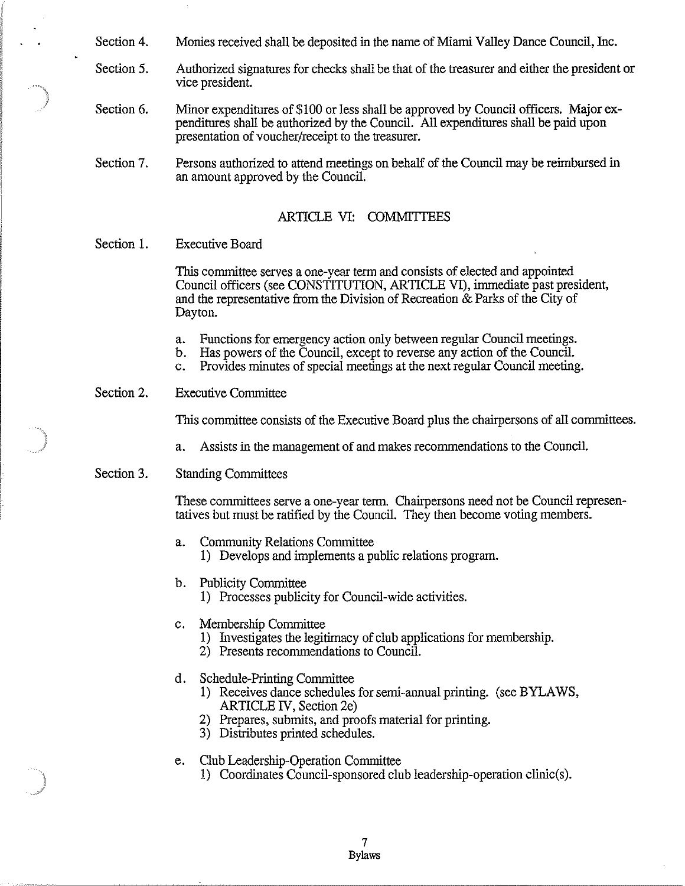Section 4. Monies received shall be deposited in the name of Miami Valley Dance Council, Inc.

Section 5. Authorized signatures for checks shall be that of the treasurer and either the president or vice president.

Section 6. Minor expenditures of $100 or less shall be approved by Council officers. Major expenditures shall be authorized by the Council. All expenditures shall be paid upon presentation of voucher/receipt to the treasurer.

Section 7. Persons authorized to attend meetings on behalf of the Council may be reimbursed in an amount approved by the Council.

## ARTICLE VI: COMMITTEES

Section 1. Executive Board

This committee serves a one-year term and consists of elected and appointed Council officers (see CONSTITUTION, ARTICLE VI), immediate past president, and the representative from the Division of Recreation & Parks of the City of Dayton.

a. Functions for emergency action only between regular Council meetings.
b. Has powers of the Council, except to reverse any action of the Council.
c. Provides minutes of special meetings at the next regular Council meeting.

Section 2. Executive Committee

This committee consists of the Executive Board plus the chairpersons of all committees.

a. Assists in the management of and makes recommendations to the Council.

Section 3. Standing Committees

These committees serve a one-year term. Chairpersons need not be Council representatives but must be ratified by the Council. They then become voting members.

a. Community Relations Committee
   1) Develops and implements a public relations program.

b. Publicity Committee
   1) Processes publicity for Council-wide activities.

c. Membership Committee
   1) Investigates the legitimacy of club applications for membership.
   2) Presents recommendations to Council.

d. Schedule-Printing Committee
   1) Receives dance schedules for semi-annual printing. (see BYLAWS, ARTICLE IV, Section 2e)
   2) Prepares, submits, and proofs material for printing.
   3) Distributes printed schedules.

e. Club Leadership-Operation Committee
   1) Coordinates Council-sponsored club leadership-operation clinic(s).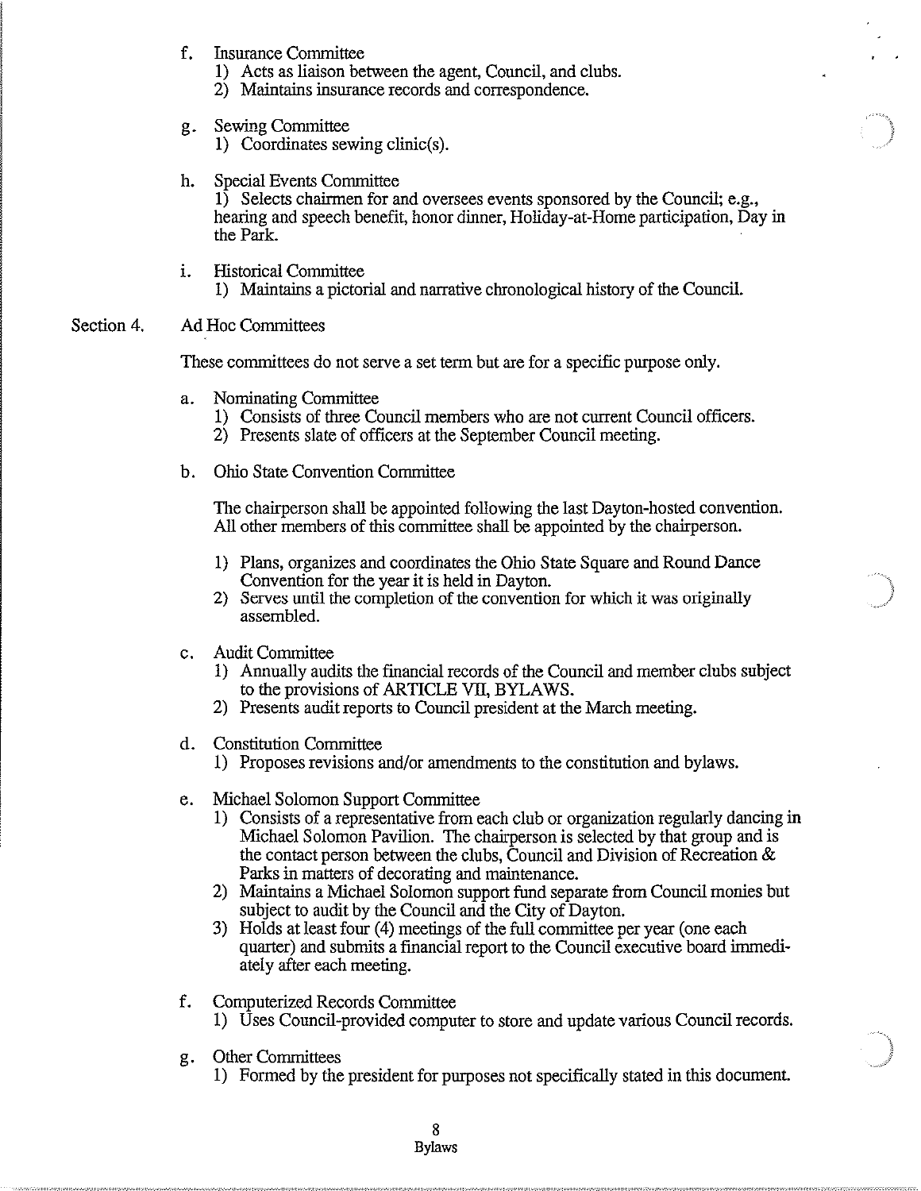f. Insurance Committee
   1) Acts as liaison between the agent, Council, and clubs.
   2) Maintains insurance records and correspondence.

g. Sewing Committee
   1) Coordinates sewing clinic(s).

h. Special Events Committee
   1) Selects chairmen for and oversees events sponsored by the Council; e.g., hearing and speech benefit, honor dinner, Holiday-at-Home participation, Day in the Park.

i. Historical Committee
   1) Maintains a pictorial and narrative chronological history of the Council.

Section 4. Ad Hoc Committees

These committees do not serve a set term but are for a specific purpose only.

a. Nominating Committee
   1) Consists of three Council members who are not current Council officers.
   2) Presents slate of officers at the September Council meeting.

b. Ohio State Convention Committee

   The chairperson shall be appointed following the last Dayton-hosted convention. All other members of this committee shall be appointed by the chairperson.

   1) Plans, organizes and coordinates the Ohio State Square and Round Dance Convention for the year it is held in Dayton.
   2) Serves until the completion of the convention for which it was originally assembled.

c. Audit Committee
   1) Annually audits the financial records of the Council and member clubs subject to the provisions of ARTICLE VII, BYLAWS.
   2) Presents audit reports to Council president at the March meeting.

d. Constitution Committee
   1) Proposes revisions and/or amendments to the constitution and bylaws.

e. Michael Solomon Support Committee
   1) Consists of a representative from each club or organization regularly dancing in Michael Solomon Pavilion. The chairperson is selected by that group and is the contact person between the clubs, Council and Division of Recreation & Parks in matters of decorating and maintenance.
   2) Maintains a Michael Solomon support fund separate from Council monies but subject to audit by the Council and the City of Dayton.
   3) Holds at least four (4) meetings of the full committee per year (one each quarter) and submits a financial report to the Council executive board immediately after each meeting.

f. Computerized Records Committee
   1) Uses Council-provided computer to store and update various Council records.

g. Other Committees
   1) Formed by the president for purposes not specifically stated in this document.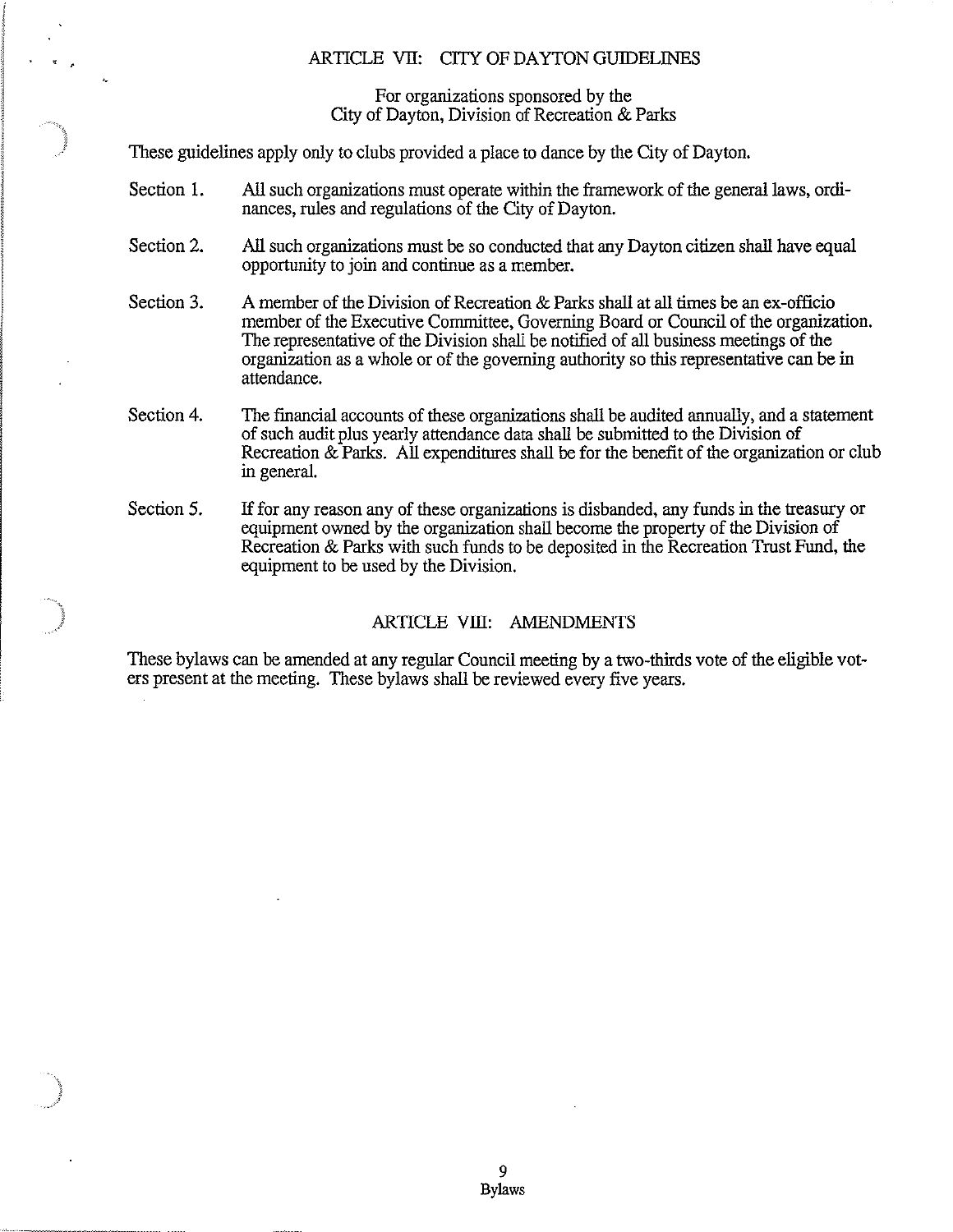## ARTICLE VII: CITY OF DAYTON GUIDELINES

For organizations sponsored by the
City of Dayton, Division of Recreation & Parks

These guidelines apply only to clubs provided a place to dance by the City of Dayton.

Section 1. All such organizations must operate within the framework of the general laws, ordinances, rules and regulations of the City of Dayton.

Section 2. All such organizations must be so conducted that any Dayton citizen shall have equal opportunity to join and continue as a member.

Section 3. A member of the Division of Recreation & Parks shall at all times be an ex-officio member of the Executive Committee, Governing Board or Council of the organization. The representative of the Division shall be notified of all business meetings of the organization as a whole or of the governing authority so this representative can be in attendance.

Section 4. The financial accounts of these organizations shall be audited annually, and a statement of such audit plus yearly attendance data shall be submitted to the Division of Recreation & Parks. All expenditures shall be for the benefit of the organization or club in general.

Section 5. If for any reason any of these organizations is disbanded, any funds in the treasury or equipment owned by the organization shall become the property of the Division of Recreation & Parks with such funds to be deposited in the Recreation Trust Fund, the equipment to be used by the Division.

## ARTICLE VIII: AMENDMENTS

These bylaws can be amended at any regular Council meeting by a two-thirds vote of the eligible voters present at the meeting. These bylaws shall be reviewed every five years.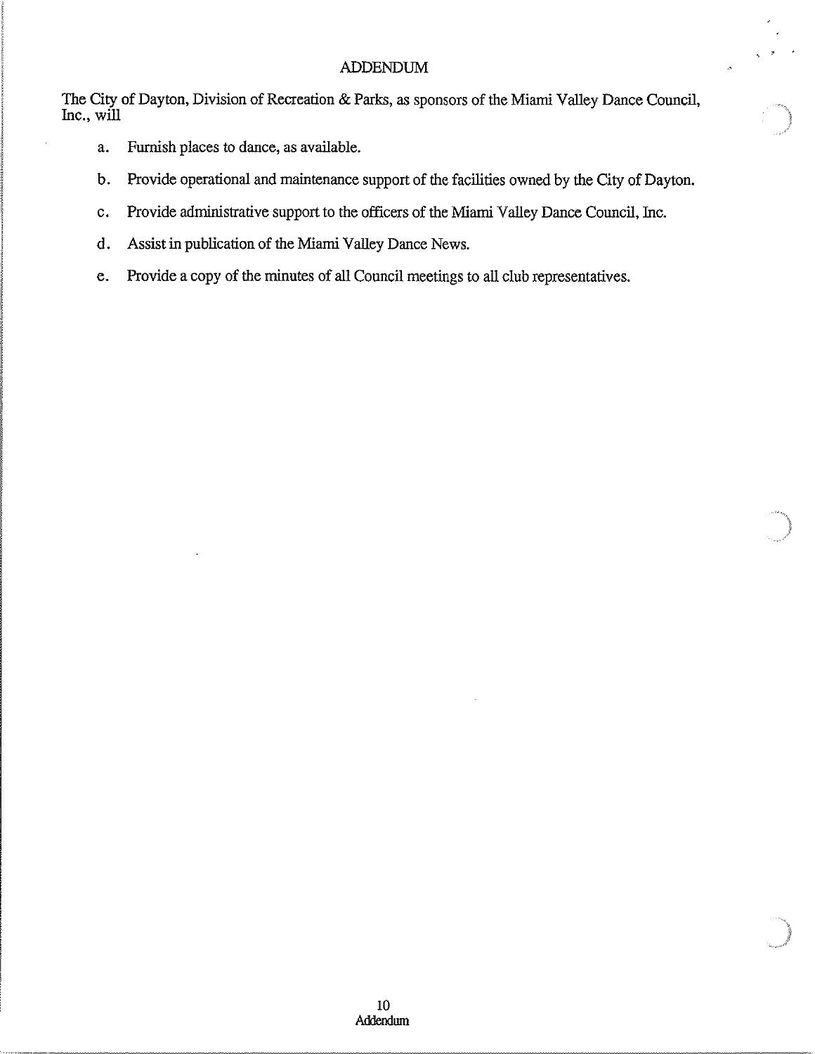# ADDENDUM

The City of Dayton, Division of Recreation & Parks, as sponsors of the Miami Valley Dance Council, Inc., will

a. Furnish places to dance, as available.

b. Provide operational and maintenance support of the facilities owned by the City of Dayton.

c. Provide administrative support to the officers of the Miami Valley Dance Council, Inc.

d. Assist in publication of the Miami Valley Dance News.

e. Provide a copy of the minutes of all Council meetings to all club representatives.